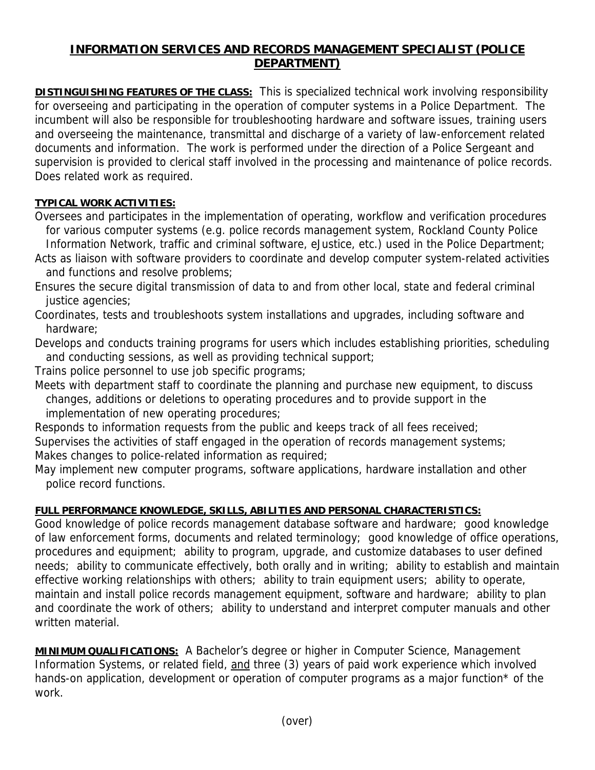# INFORMATION SERVICES AND RECORDS MANAGEMENT SPECIALIST (POLICE DEPARTMENT)

**DISTINGUISHING FEATURES OF THE CLASS:** This is specialized technical work involving responsibility for overseeing and participating in the operation of computer systems in a Police Department. The incumbent will also be responsible for troubleshooting hardware and software issues, training users and overseeing the maintenance, transmittal and discharge of a variety of law-enforcement related documents and information. The work is performed under the direction of a Police Sergeant and supervision is provided to clerical staff involved in the processing and maintenance of police records. Does related work as required.

**TYPICAL WORK ACTIVITIES:**

Oversees and participates in the implementation of operating, workflow and verification procedures for various computer systems (e.g. police records management system, Rockland County Police Information Network, traffic and criminal software, eJustice, etc.) used in the Police Department;

Acts as liaison with software providers to coordinate and develop computer system-related activities and functions and resolve problems;

Ensures the secure digital transmission of data to and from other local, state and federal criminal justice agencies;

Coordinates, tests and troubleshoots system installations and upgrades, including software and hardware;

Develops and conducts training programs for users which includes establishing priorities, scheduling and conducting sessions, as well as providing technical support;

Trains police personnel to use job specific programs;

Meets with department staff to coordinate the planning and purchase new equipment, to discuss changes, additions or deletions to operating procedures and to provide support in the implementation of new operating procedures;

Responds to information requests from the public and keeps track of all fees received;

Supervises the activities of staff engaged in the operation of records management systems;

Makes changes to police-related information as required;

May implement new computer programs, software applications, hardware installation and other police record functions.

**FULL PERFORMANCE KNOWLEDGE, SKILLS, ABILITIES AND PERSONAL CHARACTERISTICS:**

Good knowledge of police records management database software and hardware; good knowledge of law enforcement forms, documents and related terminology; good knowledge of office operations, procedures and equipment; ability to program, upgrade, and customize databases to user defined needs; ability to communicate effectively, both orally and in writing; ability to establish and maintain effective working relationships with others; ability to train equipment users; ability to operate, maintain and install police records management equipment, software and hardware; ability to plan and coordinate the work of others; ability to understand and interpret computer manuals and other written material.

**MINIMUM QUALIFICATIONS:** A Bachelor's degree or higher in Computer Science, Management Information Systems, or related field, and three (3) years of paid work experience which involved hands-on application, development or operation of computer programs as a major function* of the work.

(over)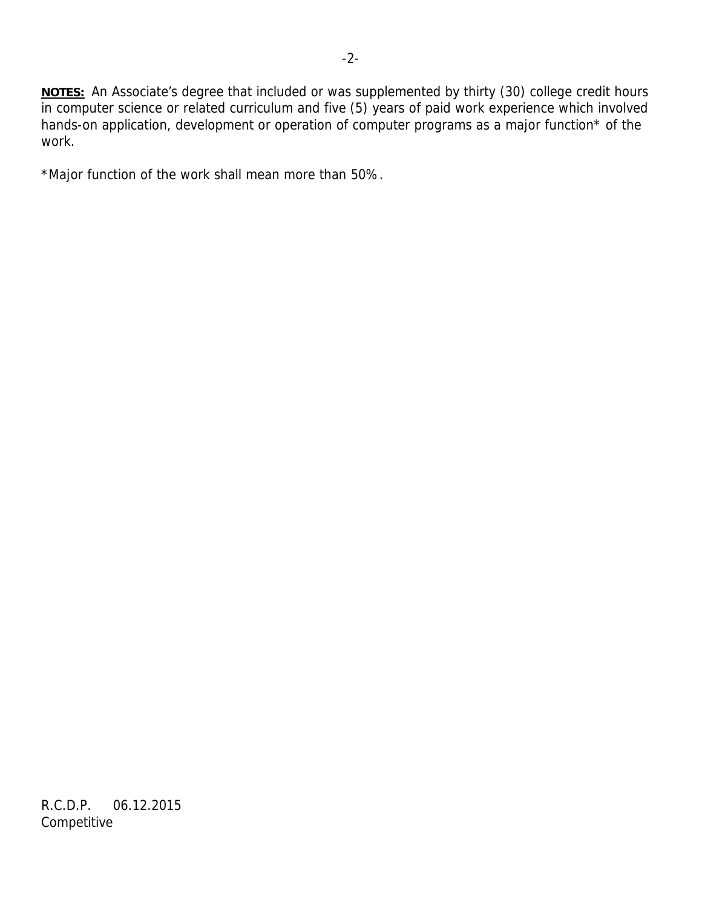**NOTES:** An Associate's degree that included or was supplemented by thirty (30) college credit hours in computer science or related curriculum and five (5) years of paid work experience which involved hands-on application, development or operation of computer programs as a major function* of the work.

*Major function of the work shall mean more than 50%.

R.C.D.P. 06.12.2015
Competitive